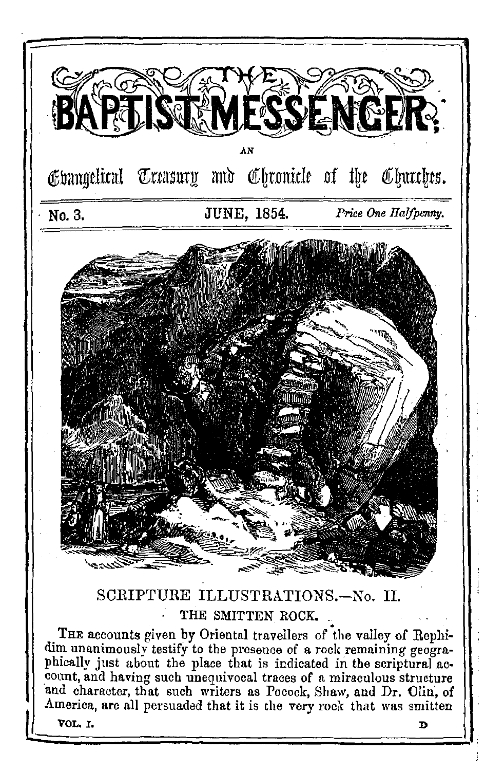# THE BAPTIST MESSENGER;

AN

## Evangelical Treasury and Chronicle of the Churches.

No. 3. JUNE, 1854. *Price One Halfpenny.*

## SCRIPTURE ILLUSTRATIONS.—No. II.

### THE SMITTEN ROCK.

THE accounts given by Oriental travellers of the valley of Rephidim unanimously testify to the presence of a rock remaining geographically just about the place that is indicated in the scriptural account, and having such unequivocal traces of a miraculous structure and character, that such writers as Pocock, Shaw, and Dr. Olin, of America, are all persuaded that it is the very rock that was smitten

VOL. I. D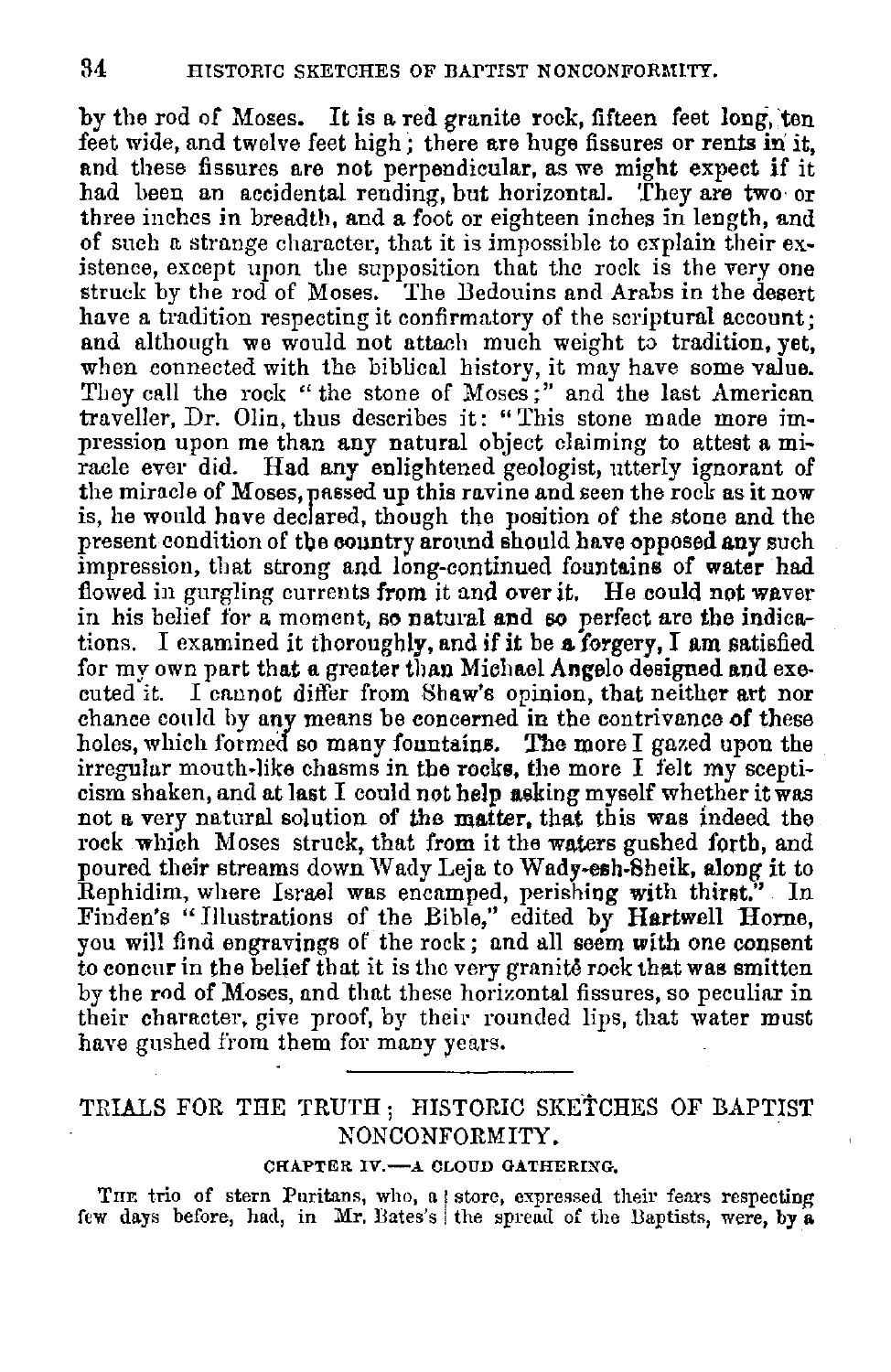by the rod of Moses. It is a red granite rock, fifteen feet long, ten feet wide, and twelve feet high; there are huge fissures or rents in it, and these fissures are not perpendicular, as we might expect if it had been an accidental rending, but horizontal. They are two or three inches in breadth, and a foot or eighteen inches in length, and of such a strange character, that it is impossible to explain their existence, except upon the supposition that the rock is the very one struck by the rod of Moses. The Bedouins and Arabs in the desert have a tradition respecting it confirmatory of the scriptural account; and although we would not attach much weight to tradition, yet, when connected with the biblical history, it may have some value. They call the rock "the stone of Moses;" and the last American traveller, Dr. Olin, thus describes it: "This stone made more impression upon me than any natural object claiming to attest a miracle ever did. Had any enlightened geologist, utterly ignorant of the miracle of Moses, passed up this ravine and seen the rock as it now is, he would have declared, though the position of the stone and the present condition of the country around should have opposed any such impression, that strong and long-continued fountains of water had flowed in gurgling currents from it and over it. He could not waver in his belief for a moment, so natural and so perfect are the indications. I examined it thoroughly, and if it be a forgery, I am satisfied for my own part that a greater than Michael Angelo designed and executed it. I cannot differ from Shaw's opinion, that neither art nor chance could by any means be concerned in the contrivance of these holes, which formed so many fountains. The more I gazed upon the irregular mouth-like chasms in the rocks, the more I felt my scepticism shaken, and at last I could not help asking myself whether it was not a very natural solution of the matter, that this was indeed the rock which Moses struck, that from it the waters gushed forth, and poured their streams down Wady Leja to Wady-esh-Sheik, along it to Rephidim, where Israel was encamped, perishing with thirst." In Finden's "Illustrations of the Bible," edited by Hartwell Horne, you will find engravings of the rock; and all seem with one consent to concur in the belief that it is the very granite rock that was smitten by the rod of Moses, and that these horizontal fissures, so peculiar in their character, give proof, by their rounded lips, that water must have gushed from them for many years.

---

## TRIALS FOR THE TRUTH; HISTORIC SKETCHES OF BAPTIST NONCONFORMITY.

### CHAPTER IV.—A CLOUD GATHERING.

The trio of stern Puritans, who, a few days before, had, in Mr. Bates's store, expressed their fears respecting the spread of the Baptists, were, by a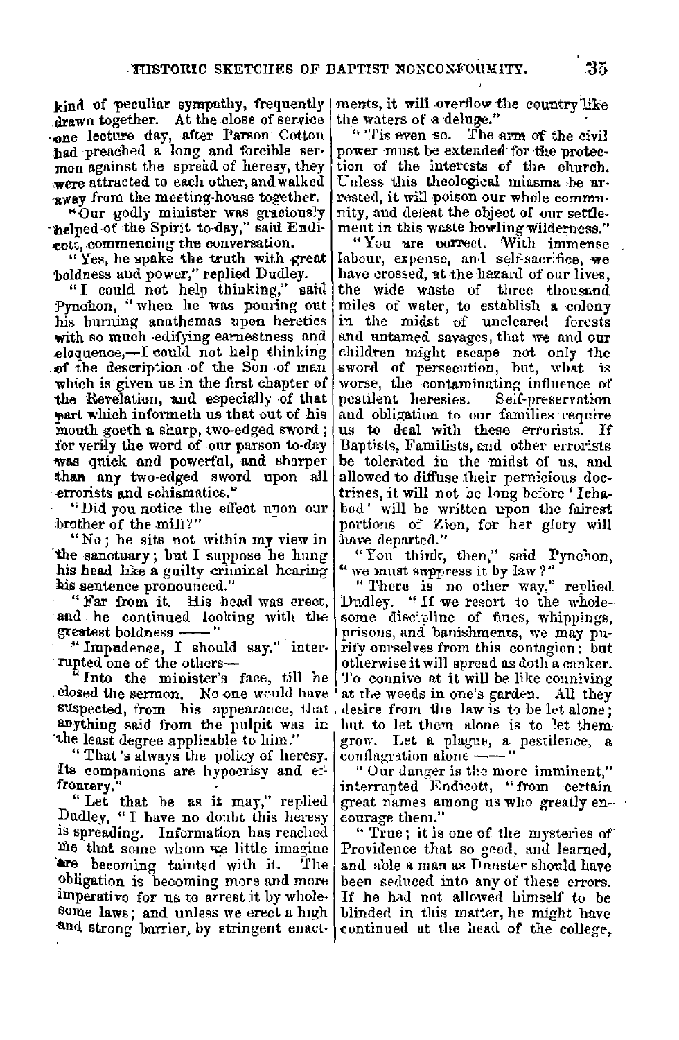kind of peculiar sympathy, frequently drawn together. At the close of service one lecture day, after Parson Cotton had preached a long and forcible sermon against the spread of heresy, they were attracted to each other, and walked away from the meeting-house together.

"Our godly minister was graciously helped of the Spirit to-day," said Endicott, commencing the conversation.

"Yes, he spake the truth with great boldness and power," replied Dudley.

"I could not help thinking," said Pynchon, "when he was pouring out his burning anathemas upon heretics with so much edifying earnestness and eloquence,—I could not help thinking of the description of the Son of man which is given us in the first chapter of the Revelation, and especially of that part which informeth us that out of his mouth goeth a sharp, two-edged sword; for verily the word of our parson to-day was quick and powerful, and sharper than any two-edged sword upon all errorists and schismatics."

"Did you notice the effect upon our brother of the mill?"

"No; he sits not within my view in the sanctuary; but I suppose he hung his head like a guilty criminal hearing his sentence pronounced."

"Far from it. His head was erect, and he continued looking with the greatest boldness ——"

"Impudence, I should say," interrupted one of the others—

"Into the minister's face, till he closed the sermon. No one would have suspected, from his appearance, that anything said from the pulpit was in the least degree applicable to him."

"That's always the policy of heresy. Its companions are hypocrisy and effrontery."

"Let that be as it may," replied Dudley, "I have no doubt this heresy is spreading. Information has reached me that some whom we little imagine are becoming tainted with it. The obligation is becoming more and more imperative for us to arrest it by wholesome laws; and unless we erect a high and strong barrier, by stringent enactments, it will overflow the country like the waters of a deluge."

"'Tis even so. The arm of the civil power must be extended for the protection of the interests of the church. Unless this theological miasma be arrested, it will poison our whole community, and defeat the object of our settlement in this waste howling wilderness."

"You are correct. With immense labour, expense, and self-sacrifice, we have crossed, at the hazard of our lives, the wide waste of three thousand miles of water, to establish a colony in the midst of uncleared forests and untamed savages, that we and our children might escape not only the sword of persecution, but, what is worse, the contaminating influence of pestilent heresies. Self-preservation and obligation to our families require us to deal with these errorists. If Baptists, Familists, and other errorists be tolerated in the midst of us, and allowed to diffuse their pernicious doctrines, it will not be long before 'Ichabod' will be written upon the fairest portions of Zion, for her glory will have departed."

"You think, then," said Pynchon, "we must suppress it by law?"

"There is no other way," replied Dudley. "If we resort to the wholesome discipline of fines, whippings, prisons, and banishments, we may purify ourselves from this contagion; but otherwise it will spread as doth a canker. To connive at it will be like conniving at the weeds in one's garden. All they desire from the law is to be let alone; but to let them alone is to let them grow. Let a plague, a pestilence, a conflagration alone ——"

"Our danger is the more imminent," interrupted Endicott, "from certain great names among us who greatly encourage them."

"True; it is one of the mysteries of Providence that so good, and learned, and able a man as Dunster should have been seduced into any of these errors. If he had not allowed himself to be blinded in this matter, he might have continued at the head of the college,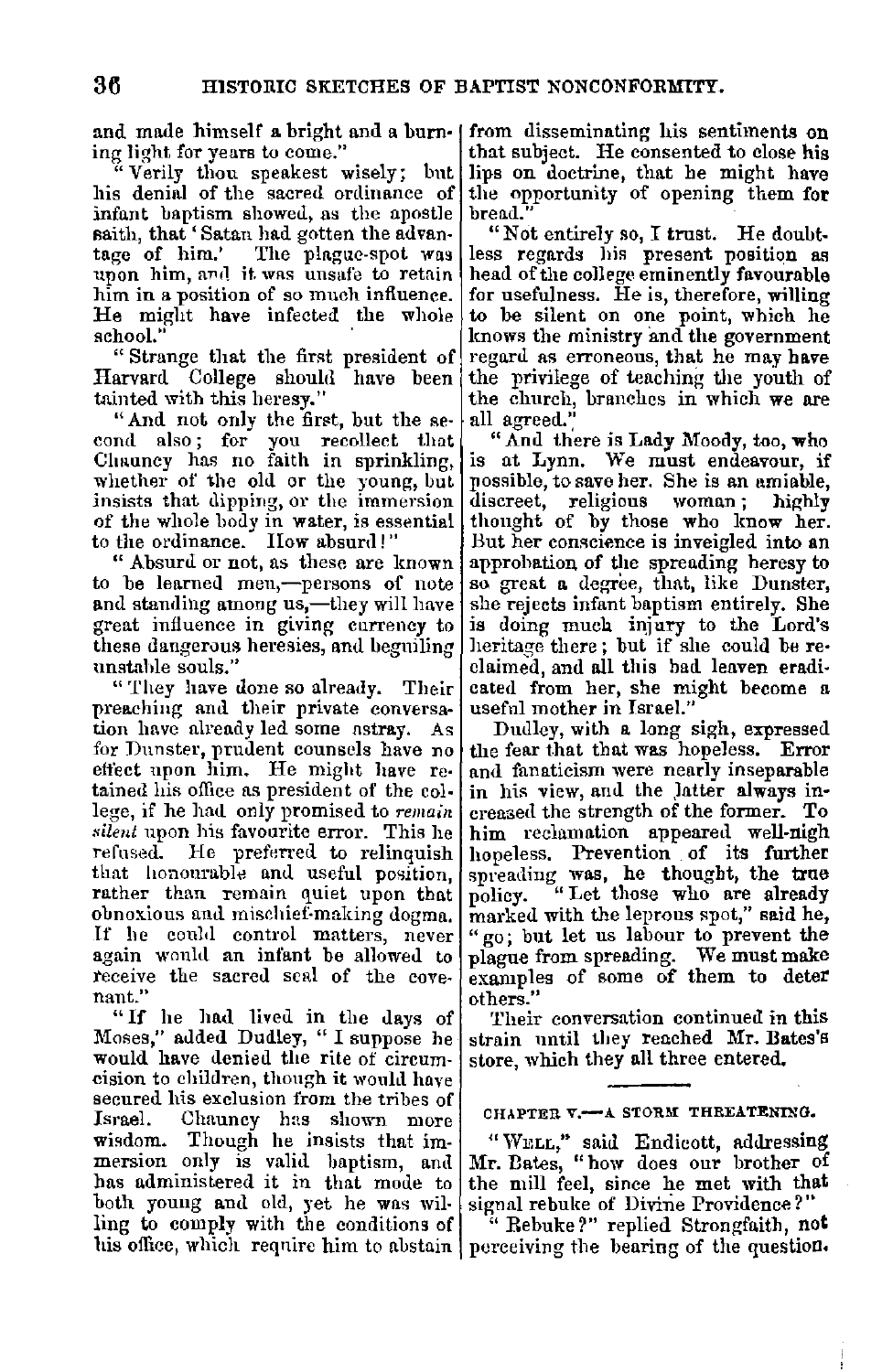and made himself a bright and a burning light for years to come."

"Verily thou speakest wisely; but his denial of the sacred ordinance of infant baptism showed, as the apostle saith, that 'Satan had gotten the advantage of him.' The plague-spot was upon him, and it was unsafe to retain him in a position of so much influence. He might have infected the whole school."

"Strange that the first president of Harvard College should have been tainted with this heresy."

"And not only the first, but the second also; for you recollect that Chauncy has no faith in sprinkling, whether of the old or the young, but insists that dipping, or the immersion of the whole body in water, is essential to the ordinance. How absurd!"

"Absurd or not, as these are known to be learned men,—persons of note and standing among us,—they will have great influence in giving currency to these dangerous heresies, and beguiling unstable souls."

"They have done so already. Their preaching and their private conversation have already led some astray. As for Dunster, prudent counsels have no effect upon him. He might have retained his office as president of the college, if he had only promised to *remain silent* upon his favourite error. This he refused. He preferred to relinquish that honourable and useful position, rather than remain quiet upon that obnoxious and mischief-making dogma. If he could control matters, never again would an infant be allowed to receive the sacred seal of the covenant."

"If he had lived in the days of Moses," added Dudley, "I suppose he would have denied the rite of circumcision to children, though it would have secured his exclusion from the tribes of Israel. Chauncy has shown more wisdom. Though he insists that immersion only is valid baptism, and has administered it in that mode to both young and old, yet he was willing to comply with the conditions of his office, which require him to abstain from disseminating his sentiments on that subject. He consented to close his lips on doctrine, that he might have the opportunity of opening them for bread."

"Not entirely so, I trust. He doubtless regards his present position as head of the college eminently favourable for usefulness. He is, therefore, willing to be silent on one point, which he knows the ministry and the government regard as erroneous, that he may have the privilege of teaching the youth of the church, branches in which we are all agreed."

"And there is Lady Moody, too, who is at Lynn. We must endeavour, if possible, to save her. She is an amiable, discreet, religious woman; highly thought of by those who know her. But her conscience is inveigled into an approbation of the spreading heresy to so great a degree, that, like Dunster, she rejects infant baptism entirely. She is doing much injury to the Lord's heritage there; but if she could be reclaimed, and all this bad leaven eradicated from her, she might become a useful mother in Israel."

Dudley, with a long sigh, expressed the fear that that was hopeless. Error and fanaticism were nearly inseparable in his view, and the latter always increased the strength of the former. To him reclamation appeared well-nigh hopeless. Prevention of its further spreading was, he thought, the true policy. "Let those who are already marked with the leprous spot," said he, "go; but let us labour to prevent the plague from spreading. We must make examples of some of them to deter others."

Their conversation continued in this strain until they reached Mr. Bates's store, which they all three entered.

## CHAPTER V.—A STORM THREATENING.

"Well," said Endicott, addressing Mr. Bates, "how does our brother of the mill feel, since he met with that signal rebuke of Divine Providence?"

"Rebuke?" replied Strongfaith, not perceiving the bearing of the question.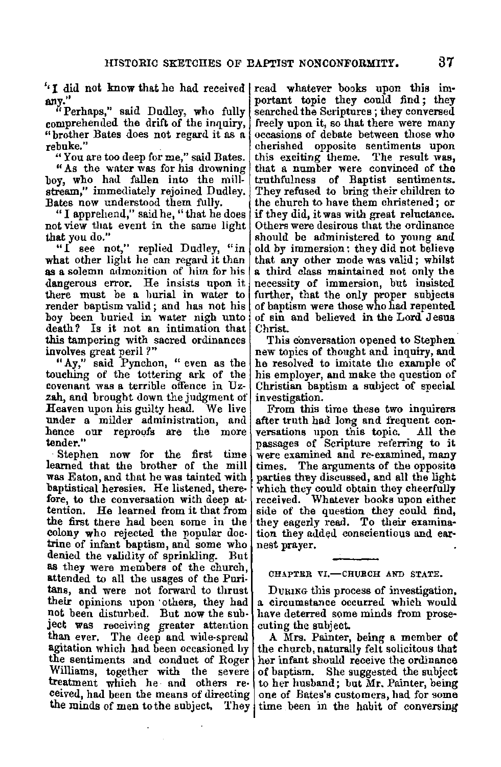"I did not know that he had received any."

"Perhaps," said Dudley, who fully comprehended the drift of the inquiry, "brother Bates does not regard it as a rebuke."

"You are too deep for me," said Bates.

"As the water was for his drowning boy, who had fallen into the mill-stream," immediately rejoined Dudley. Bates now understood them fully.

"I apprehend," said he, "that he does not view that event in the same light that you do."

"I see not," replied Dudley, "in what other light he can regard it than as a solemn admonition of him for his dangerous error. He insists upon it there must be a burial in water to render baptism valid; and has not his boy been buried in water nigh unto death? Is it not an intimation that this tampering with sacred ordinances involves great peril?"

"Ay," said Pynchon, "even as the touching of the tottering ark of the covenant was a terrible offence in Uzzah, and brought down the judgment of Heaven upon his guilty head. We live under a milder administration, and hence our reproofs are the more tender."

Stephen now for the first time learned that the brother of the mill was Eaton, and that he was tainted with baptistical heresies. He listened, therefore, to the conversation with deep attention. He learned from it that from the first there had been some in the colony who rejected the popular doctrine of infant baptism, and some who denied the validity of sprinkling. But as they were members of the church, attended to all the usages of the Puritans, and were not forward to thrust their opinions upon others, they had not been disturbed. But now the subject was receiving greater attention than ever. The deep and wide-spread agitation which had been occasioned by the sentiments and conduct of Roger Williams, together with the severe treatment which he and others received, had been the means of directing the minds of men to the subject. They read whatever books upon this important topic they could find; they searched the Scriptures; they conversed freely upon it, so that there were many occasions of debate between those who cherished opposite sentiments upon this exciting theme. The result was, that a number were convinced of the truthfulness of Baptist sentiments. They refused to bring their children to the church to have them christened; or if they did, it was with great reluctance. Others were desirous that the ordinance should be administered to young and old by immersion: they did not believe that any other mode was valid; whilst a third class maintained not only the necessity of immersion, but insisted further, that the only proper subjects of baptism were those who had repented of sin and believed in the Lord Jesus Christ.

This conversation opened to Stephen new topics of thought and inquiry, and he resolved to imitate the example of his employer, and make the question of Christian baptism a subject of special investigation.

From this time these two inquirers after truth had long and frequent conversations upon this topic. All the passages of Scripture referring to it were examined and re-examined, many times. The arguments of the opposite parties they discussed, and all the light which they could obtain they cheerfully received. Whatever books upon either side of the question they could find, they eagerly read. To their examination they added conscientious and earnest prayer.

---

## CHAPTER VI.—CHURCH AND STATE.

During this process of investigation, a circumstance occurred which would have deterred some minds from prosecuting the subject.

A Mrs. Painter, being a member of the church, naturally felt solicitous that her infant should receive the ordinance of baptism. She suggested the subject to her husband; but Mr. Painter, being one of Bates's customers, had for some time been in the habit of conversing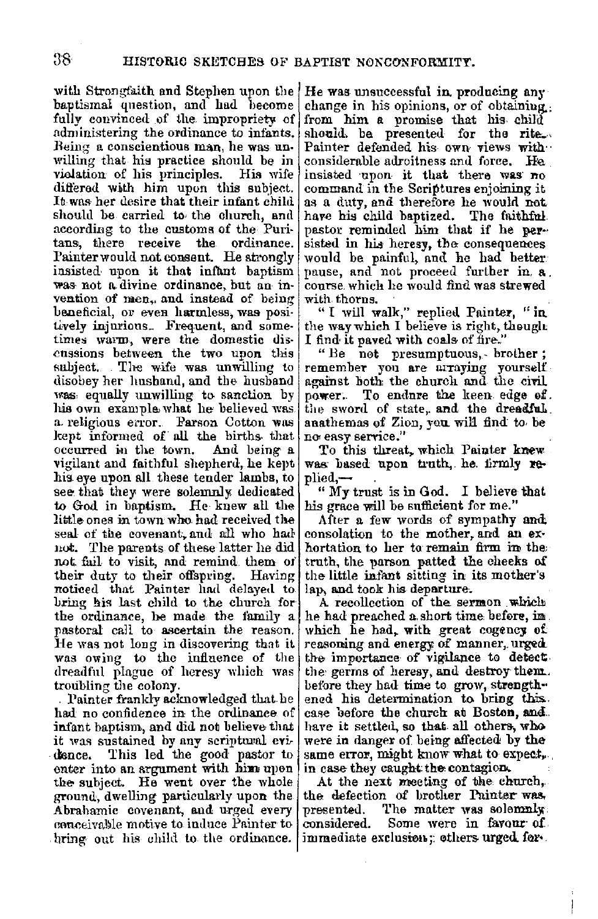with Strongfaith and Stephen upon the baptismal question, and had become fully convinced of the impropriety of administering the ordinance to infants. Being a conscientious man, he was unwilling that his practice should be in violation of his principles. His wife differed with him upon this subject. It was her desire that their infant child should be carried to the church, and according to the customs of the Puritans, there receive the ordinance. Painter would not consent. He strongly insisted upon it that infant baptism was not a divine ordinance, but an invention of men, and instead of being beneficial, or even harmless, was positively injurious. Frequent, and sometimes warm, were the domestic discussions between the two upon this subject. The wife was unwilling to disobey her husband, and the husband was equally unwilling to sanction by his own example what he believed was a religious error. Parson Cotton was kept informed of all the births that occurred in the town. And being a vigilant and faithful shepherd, he kept his eye upon all these tender lambs, to see that they were solemnly dedicated to God in baptism. He knew all the little ones in town who had received the seal of the covenant, and all who had not. The parents of these latter he did not fail to visit, and remind them of their duty to their offspring. Having noticed that Painter had delayed to bring his last child to the church for the ordinance, he made the family a pastoral call to ascertain the reason. He was not long in discovering that it was owing to the influence of the dreadful plague of heresy which was troubling the colony.

Painter frankly acknowledged that he had no confidence in the ordinance of infant baptism, and did not believe that it was sustained by any scriptural evidence. This led the good pastor to enter into an argument with him upon the subject. He went over the whole ground, dwelling particularly upon the Abrahamic covenant, and urged every conceivable motive to induce Painter to bring out his child to the ordinance. He was unsuccessful in producing any change in his opinions, or of obtaining from him a promise that his child should be presented for the rite. Painter defended his own views with considerable adroitness and force. He insisted upon it that there was no command in the Scriptures enjoining it as a duty, and therefore he would not have his child baptized. The faithful pastor reminded him that if he persisted in his heresy, the consequences would be painful, and he had better pause, and not proceed further in a course which he would find was strewed with thorns.

"I will walk," replied Painter, "in the way which I believe is right, though I find it paved with coals of fire."

"Be not presumptuous, brother; remember you are arraying yourself against both the church and the civil power. To endure the keen edge of the sword of state, and the dreadful anathemas of Zion, you will find to be no easy service."

To this threat, which Painter knew was based upon truth, he firmly replied,—

"My trust is in God. I believe that his grace will be sufficient for me."

After a few words of sympathy and consolation to the mother, and an exhortation to her to remain firm in the truth, the parson patted the cheeks of the little infant sitting in its mother's lap, and took his departure.

A recollection of the sermon which he had preached a short time before, in which he had, with great cogency of reasoning and energy of manner, urged the importance of vigilance to detect the germs of heresy, and destroy them before they had time to grow, strengthened his determination to bring this case before the church at Boston, and have it settled, so that all others, who were in danger of being affected by the same error, might know what to expect, in case they caught the contagion.

At the next meeting of the church, the defection of brother Painter was presented. The matter was solemnly considered. Some were in favour of immediate exclusion; others urged for-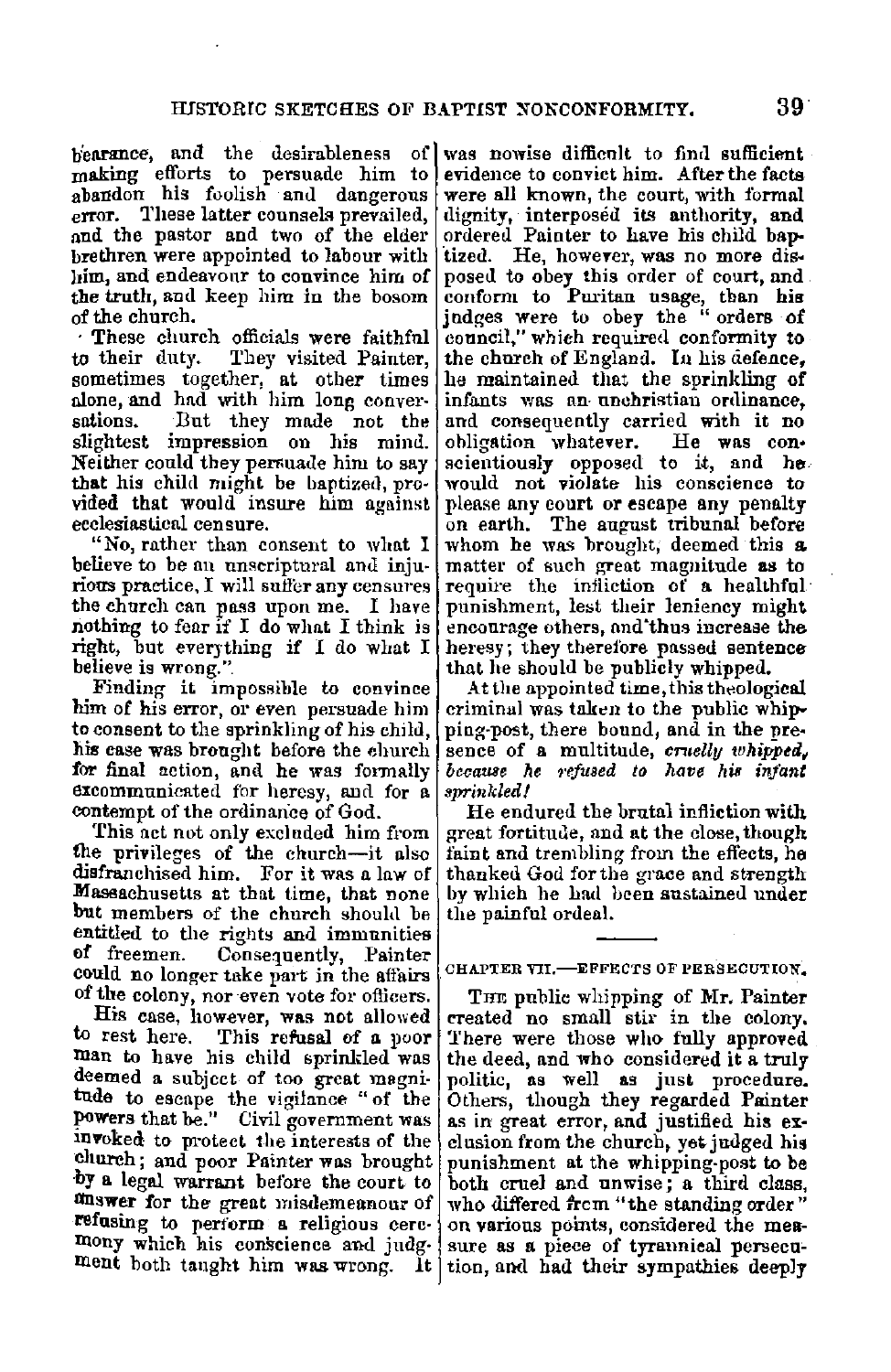bearance, and the desirableness of making efforts to persuade him to abandon his foolish and dangerous error. These latter counsels prevailed, and the pastor and two of the elder brethren were appointed to labour with him, and endeavour to convince him of the truth, and keep him in the bosom of the church.

These church officials were faithful to their duty. They visited Painter, sometimes together, at other times alone, and had with him long conversations. But they made not the slightest impression on his mind. Neither could they persuade him to say that his child might be baptized, provided that would insure him against ecclesiastical censure.

"No, rather than consent to what I believe to be an unscriptural and injurious practice, I will suffer any censures the church can pass upon me. I have nothing to fear if I do what I think is right, but everything if I do what I believe is wrong."

Finding it impossible to convince him of his error, or even persuade him to consent to the sprinkling of his child, his case was brought before the church for final action, and he was formally excommunicated for heresy, and for a contempt of the ordinance of God.

This act not only excluded him from the privileges of the church—it also disfranchised him. For it was a law of Massachusetts at that time, that none but members of the church should be entitled to the rights and immunities of freemen. Consequently, Painter could no longer take part in the affairs of the colony, nor even vote for officers.

His case, however, was not allowed to rest here. This refusal of a poor man to have his child sprinkled was deemed a subject of too great magnitude to escape the vigilance "of the powers that be." Civil government was invoked to protect the interests of the church; and poor Painter was brought by a legal warrant before the court to answer for the great misdemeanour of refusing to perform a religious ceremony which his conscience and judgment both taught him was wrong. It was nowise difficult to find sufficient evidence to convict him. After the facts were all known, the court, with formal dignity, interposed its authority, and ordered Painter to have his child baptized. He, however, was no more disposed to obey this order of court, and conform to Puritan usage, than his judges were to obey the "orders of council," which required conformity to the church of England. In his defence, he maintained that the sprinkling of infants was an unchristian ordinance, and consequently carried with it no obligation whatever. He was conscientiously opposed to it, and he would not violate his conscience to please any court or escape any penalty on earth. The august tribunal before whom he was brought, deemed this a matter of such great magnitude as to require the infliction of a healthful punishment, lest their leniency might encourage others, and thus increase the heresy; they therefore passed sentence that he should be publicly whipped.

At the appointed time, this theological criminal was taken to the public whipping-post, there bound, and in the presence of a multitude, *cruelly whipped, because he refused to have his infant sprinkled!*

He endured the brutal infliction with great fortitude, and at the close, though faint and trembling from the effects, he thanked God for the grace and strength by which he had been sustained under the painful ordeal.

## CHAPTER VII.—EFFECTS OF PERSECUTION.

The public whipping of Mr. Painter created no small stir in the colony. There were those who fully approved the deed, and who considered it a truly politic, as well as just procedure. Others, though they regarded Painter as in great error, and justified his exclusion from the church, yet judged his punishment at the whipping-post to be both cruel and unwise; a third class, who differed from "the standing order" on various points, considered the measure as a piece of tyrannical persecution, and had their sympathies deeply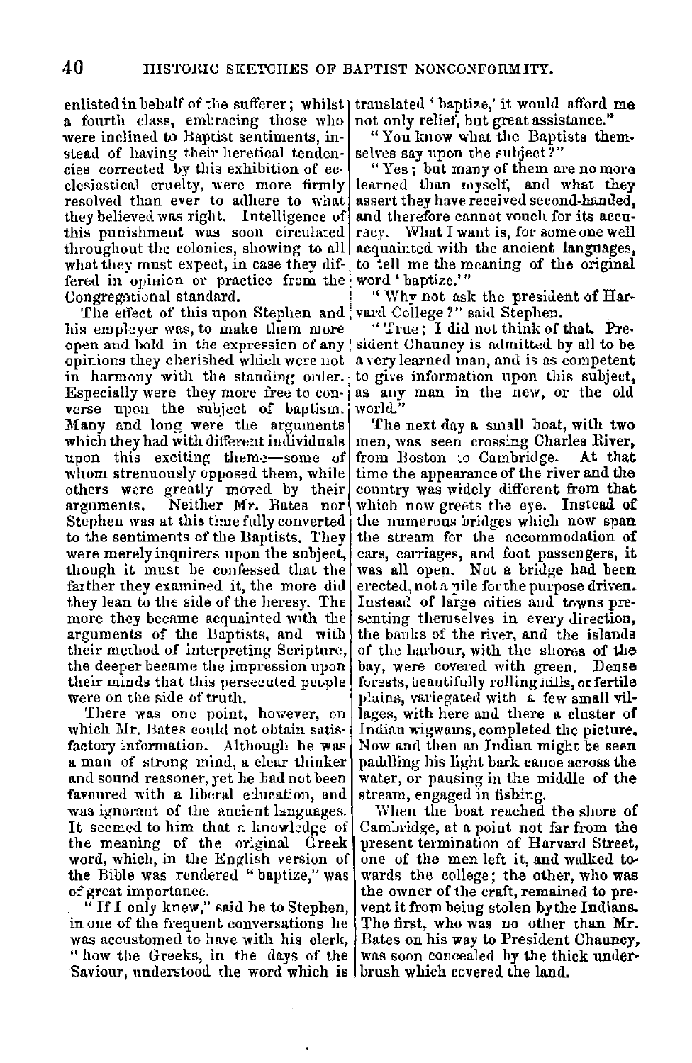enlisted in behalf of the sufferer; whilst a fourth class, embracing those who were inclined to Baptist sentiments, instead of having their heretical tendencies corrected by this exhibition of ecclesiastical cruelty, were more firmly resolved than ever to adhere to what they believed was right. Intelligence of this punishment was soon circulated throughout the colonies, showing to all what they must expect, in case they differed in opinion or practice from the Congregational standard.

The effect of this upon Stephen and his employer was, to make them more open and bold in the expression of any opinions they cherished which were not in harmony with the standing order. Especially were they more free to converse upon the subject of baptism. Many and long were the arguments which they had with different individuals upon this exciting theme—some of whom strenuously opposed them, while others were greatly moved by their arguments. Neither Mr. Bates nor Stephen was at this time fully converted to the sentiments of the Baptists. They were merely inquirers upon the subject, though it must be confessed that the farther they examined it, the more did they lean to the side of the heresy. The more they became acquainted with the arguments of the Baptists, and with their method of interpreting Scripture, the deeper became the impression upon their minds that this persecuted people were on the side of truth.

There was one point, however, on which Mr. Bates could not obtain satisfactory information. Although he was a man of strong mind, a clear thinker and sound reasoner, yet he had not been favoured with a liberal education, and was ignorant of the ancient languages. It seemed to him that a knowledge of the meaning of the original Greek word, which, in the English version of the Bible was rendered "baptize," was of great importance.

"If I only knew," said he to Stephen, in one of the frequent conversations he was accustomed to have with his clerk, "how the Greeks, in the days of the Saviour, understood the word which is translated 'baptize,' it would afford me not only relief, but great assistance."

"You know what the Baptists themselves say upon the subject?"

"Yes; but many of them are no more learned than myself, and what they assert they have received second-handed, and therefore cannot vouch for its accuracy. What I want is, for some one well acquainted with the ancient languages, to tell me the meaning of the original word 'baptize.'"

"Why not ask the president of Harvard College?" said Stephen.

"True; I did not think of that. President Chauncy is admitted by all to be a very learned man, and is as competent to give information upon this subject, as any man in the new, or the old world."

The next day a small boat, with two men, was seen crossing Charles River, from Boston to Cambridge. At that time the appearance of the river and the country was widely different from that which now greets the eye. Instead of the numerous bridges which now span the stream for the accommodation of cars, carriages, and foot passengers, it was all open. Not a bridge had been erected, not a pile for the purpose driven. Instead of large cities and towns presenting themselves in every direction, the banks of the river, and the islands of the harbour, with the shores of the bay, were covered with green. Dense forests, beautifully rolling hills, or fertile plains, variegated with a few small villages, with here and there a cluster of Indian wigwams, completed the picture. Now and then an Indian might be seen paddling his light bark canoe across the water, or pausing in the middle of the stream, engaged in fishing.

When the boat reached the shore of Cambridge, at a point not far from the present termination of Harvard Street, one of the men left it, and walked towards the college; the other, who was the owner of the craft, remained to prevent it from being stolen by the Indians. The first, who was no other than Mr. Bates on his way to President Chauncy, was soon concealed by the thick underbrush which covered the land.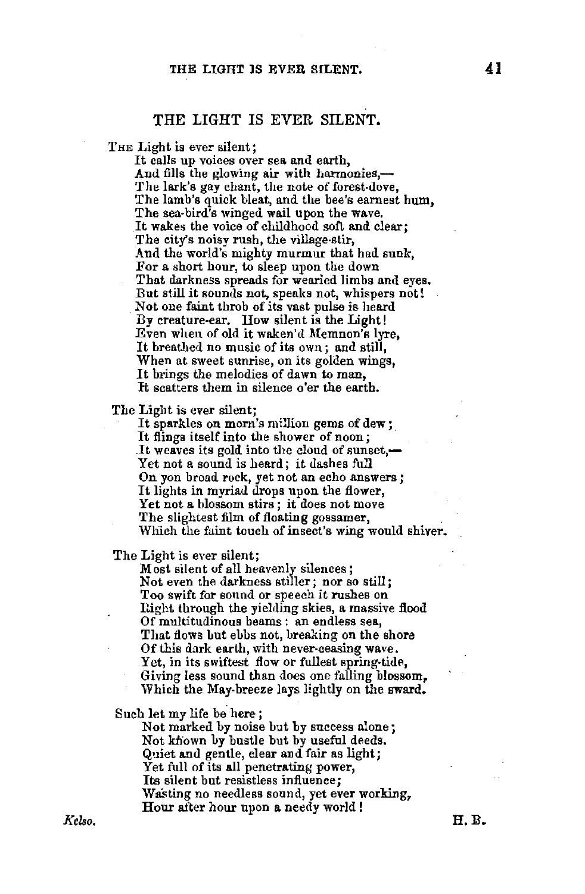## THE LIGHT IS EVER SILENT.

The Light is ever silent;
It calls up voices over sea and earth,
And fills the glowing air with harmonies,—
The lark's gay chant, the note of forest-dove,
The lamb's quick bleat, and the bee's earnest hum,
The sea-bird's winged wail upon the wave.
It wakes the voice of childhood soft and clear;
The city's noisy rush, the village-stir,
And the world's mighty murmur that had sunk,
For a short hour, to sleep upon the down
That darkness spreads for wearied limbs and eyes.
But still it sounds not, speaks not, whispers not!
Not one faint throb of its vast pulse is heard
By creature-ear. How silent is the Light!
Even when of old it waken'd Memnon's lyre,
It breathed no music of its own; and still,
When at sweet sunrise, on its golden wings,
It brings the melodies of dawn to man,
It scatters them in silence o'er the earth.

The Light is ever silent;
It sparkles on morn's million gems of dew;
It flings itself into the shower of noon;
It weaves its gold into the cloud of sunset,—
Yet not a sound is heard; it dashes full
On yon broad rock, yet not an echo answers;
It lights in myriad drops upon the flower,
Yet not a blossom stirs; it does not move
The slightest film of floating gossamer,
Which the faint touch of insect's wing would shiver.

The Light is ever silent;
Most silent of all heavenly silences;
Not even the darkness stiller; nor so still;
Too swift for sound or speech it rushes on
Right through the yielding skies, a massive flood
Of multitudinous beams: an endless sea,
That flows but ebbs not, breaking on the shore
Of this dark earth, with never-ceasing wave.
Yet, in its swiftest flow or fullest spring-tide,
Giving less sound than does one falling blossom,
Which the May-breeze lays lightly on the sward.

Such let my life be here;
Not marked by noise but by success alone;
Not known by bustle but by useful deeds.
Quiet and gentle, clear and fair as light;
Yet full of its all penetrating power,
Its silent but resistless influence;
Wasting no needless sound, yet ever working,
Hour after hour upon a needy world!

*Kelso.* H. B.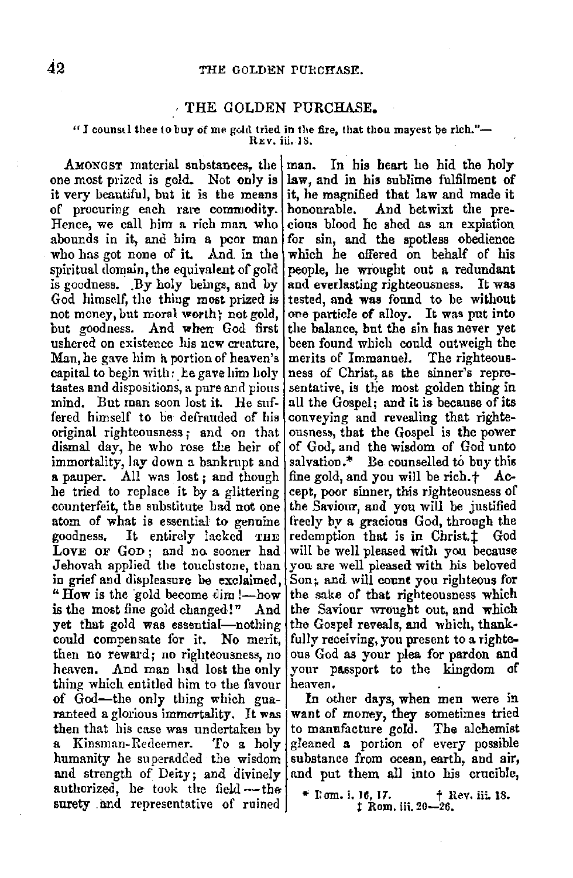## THE GOLDEN PURCHASE.

"I counsel thee to buy of me gold tried in the fire, that thou mayest be rich."—
REV. iii. 18.

AMONGST material substances, the one most prized is gold. Not only is it very beautiful, but it is the means of procuring each rare commodity. Hence, we call him a rich man who abounds in it, and him a poor man who has got none of it. And in the spiritual domain, the equivalent of gold is goodness. By holy beings, and by God himself, the thing most prized is not money, but moral worth; not gold, but goodness. And when God first ushered on existence his new creature, Man, he gave him a portion of heaven's capital to begin with: he gave him holy tastes and dispositions, a pure and pious mind. But man soon lost it. He suffered himself to be defrauded of his original righteousness; and on that dismal day, he who rose the heir of immortality, lay down a bankrupt and a pauper. All was lost; and though he tried to replace it by a glittering counterfeit, the substitute had not one atom of what is essential to genuine goodness. It entirely lacked THE LOVE OF GOD; and no sooner had Jehovah applied the touchstone, than in grief and displeasure he exclaimed, "How is the gold become dim!—how is the most fine gold changed!" And yet that gold was essential—nothing could compensate for it. No merit, then no reward; no righteousness, no heaven. And man had lost the only thing which entitled him to the favour of God—the only thing which guaranteed a glorious immortality. It was then that his case was undertaken by a Kinsman-Redeemer. To a holy humanity he superadded the wisdom and strength of Deity; and divinely authorized, he took the field—the surety and representative of ruined man. In his heart he hid the holy law, and in his sublime fulfilment of it, he magnified that law and made it honourable. And betwixt the precious blood he shed as an expiation for sin, and the spotless obedience which he offered on behalf of his people, he wrought out a redundant and everlasting righteousness. It was tested, and was found to be without one particle of alloy. It was put into the balance, but the sin has never yet been found which could outweigh the merits of Immanuel. The righteousness of Christ, as the sinner's representative, is the most golden thing in all the Gospel; and it is because of its conveying and revealing that righteousness, that the Gospel is the power of God, and the wisdom of God unto salvation.* Be counselled to buy this fine gold, and you will be rich.† Accept, poor sinner, this righteousness of the Saviour, and you will be justified freely by a gracious God, through the redemption that is in Christ.‡ God will be well pleased with you because you are well pleased with his beloved Son; and will count you righteous for the sake of that righteousness which the Saviour wrought out, and which the Gospel reveals, and which, thankfully receiving, you present to a righteous God as your plea for pardon and your passport to the kingdom of heaven.

In other days, when men were in want of money, they sometimes tried to manufacture gold. The alchemist gleaned a portion of every possible substance from ocean, earth, and air, and put them all into his crucible,

\* Rom. i. 16, 17. † Rev. iii. 18.
‡ Rom. iii. 20—26.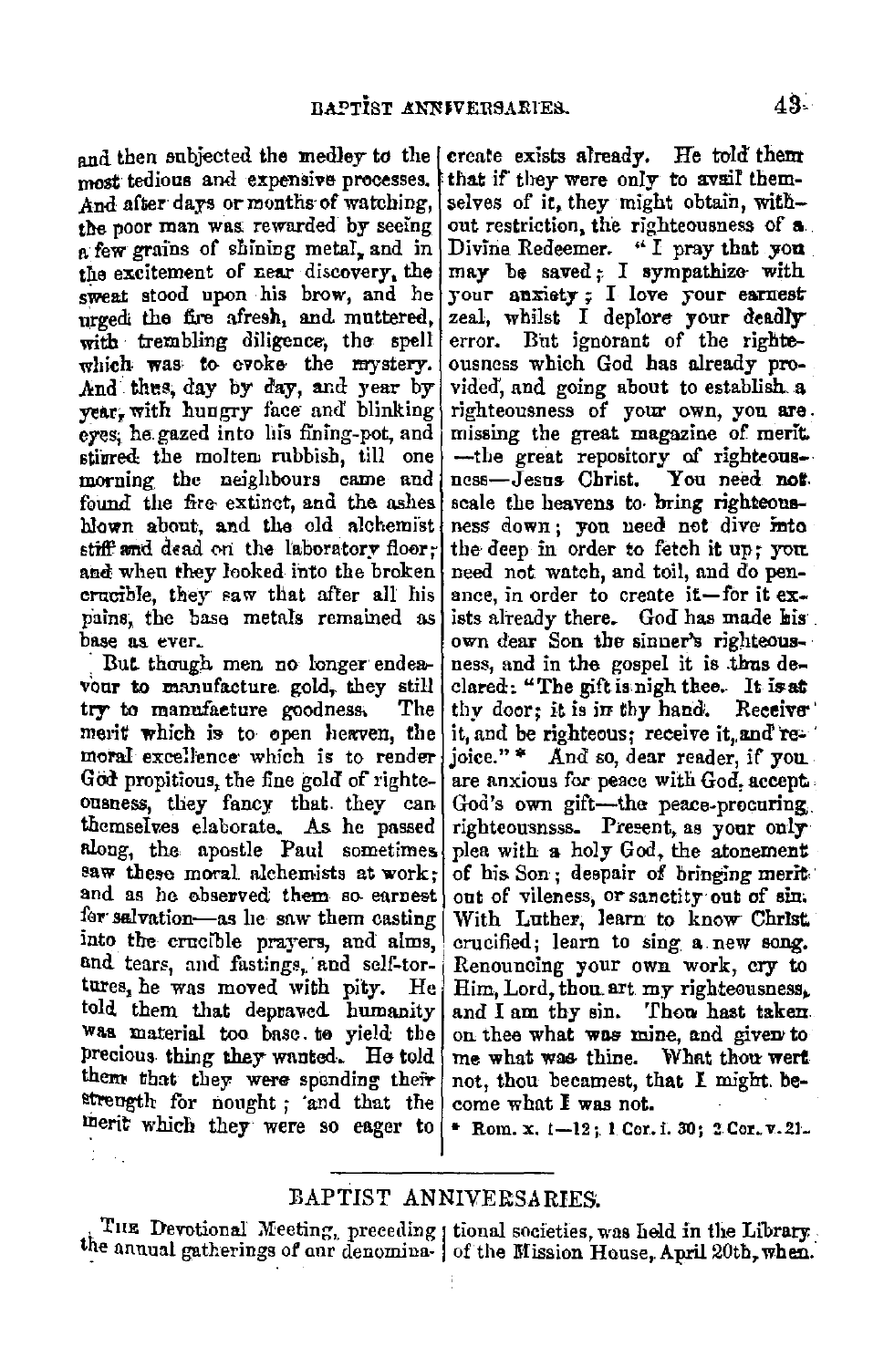and then subjected the medley to the most tedious and expensive processes. And after days or months of watching, the poor man was rewarded by seeing a few grains of shining metal, and in the excitement of near discovery, the sweat stood upon his brow, and he urged the fire afresh, and muttered, with trembling diligence, the spell which was to evoke the mystery. And thus, day by day, and year by year, with hungry face and blinking eyes, he gazed into his fining-pot, and stirred the molten rubbish, till one morning the neighbours came and found the fire extinct, and the ashes blown about, and the old alchemist stiff and dead on the laboratory floor; and when they looked into the broken crucible, they saw that after all his pains, the base metals remained as base as ever.

But though men no longer endeavour to manufacture gold, they still try to manufacture goodness. The merit which is to open heaven, the moral excellence which is to render God propitious, the fine gold of righteousness, they fancy that they can themselves elaborate. As he passed along, the apostle Paul sometimes saw these moral alchemists at work; and as he observed them so earnest for salvation—as he saw them casting into the crucible prayers, and alms, and tears, and fastings, and self-tortures, he was moved with pity. He told them that depraved humanity was material too base to yield the precious thing they wanted. He told them that they were spending their strength for nought; and that the merit which they were so eager to create exists already. He told them that if they were only to avail themselves of it, they might obtain, without restriction, the righteousness of a Divine Redeemer. "I pray that you may be saved; I sympathize with your anxiety; I love your earnest zeal, whilst I deplore your deadly error. But ignorant of the righteousness which God has already provided, and going about to establish a righteousness of your own, you are missing the great magazine of merit —the great repository of righteousness—Jesus Christ. You need not scale the heavens to bring righteousness down; you need not dive into the deep in order to fetch it up; you need not watch, and toil, and do penance, in order to create it—for it exists already there. God has made his own dear Son the sinner's righteousness, and in the gospel it is thus declared: "The gift is nigh thee. It is at thy door; it is in thy hand. Receive it, and be righteous; receive it, and rejoice." * And so, dear reader, if you are anxious for peace with God, accept God's own gift—the peace-procuring righteousnsss. Present, as your only plea with a holy God, the atonement of his Son; despair of bringing merit out of vileness, or sanctity out of sin. With Luther, learn to know Christ crucified; learn to sing a new song. Renouncing your own work, cry to Him, Lord, thou art my righteousness, and I am thy sin. Thou hast taken on thee what was mine, and given to me what was thine. What thou wert not, thou becamest, that I might become what I was not.

\* Rom. x. 1—12; 1 Cor. i. 30; 2 Cor. v. 21.

## BAPTIST ANNIVERSARIES.

The Devotional Meeting, preceding the annual gatherings of our denominational societies, was held in the Library of the Mission House, April 20th, when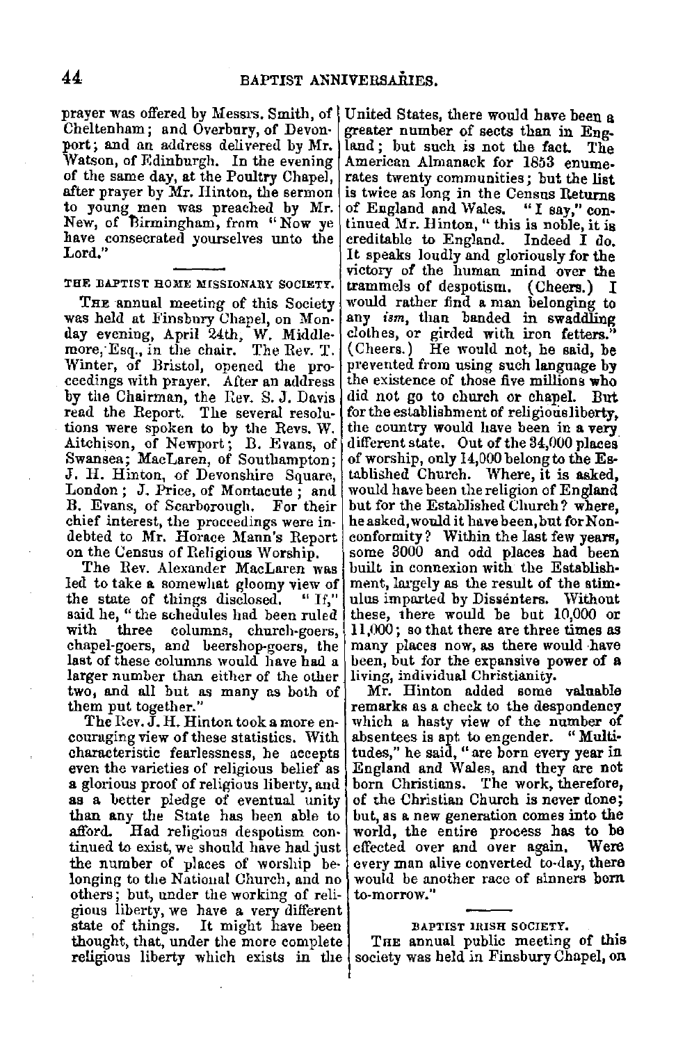prayer was offered by Messrs. Smith, of Cheltenham; and Overbury, of Devonport; and an address delivered by Mr. Watson, of Edinburgh. In the evening of the same day, at the Poultry Chapel, after prayer by Mr. Hinton, the sermon to young men was preached by Mr. New, of Birmingham, from "Now ye have consecrated yourselves unto the Lord."

### THE BAPTIST HOME MISSIONARY SOCIETY.

The annual meeting of this Society was held at Finsbury Chapel, on Monday evening, April 24th, W. Middlemore, Esq., in the chair. The Rev. T. Winter, of Bristol, opened the proceedings with prayer. After an address by the Chairman, the Rev. S. J. Davis read the Report. The several resolutions were spoken to by the Revs. W. Aitchison, of Newport; B. Evans, of Swansea; MacLaren, of Southampton; J. H. Hinton, of Devonshire Square, London; J. Price, of Montacute; and B. Evans, of Scarborough. For their chief interest, the proceedings were indebted to Mr. Horace Mann's Report on the Census of Religious Worship.

The Rev. Alexander MacLaren was led to take a somewhat gloomy view of the state of things disclosed. "If," said he, "the schedules had been ruled with three columns, church-goers, chapel-goers, and beershop-goers, the last of these columns would have had a larger number than either of the other two, and all but as many as both of them put together."

The Rev. J. H. Hinton took a more encouraging view of these statistics. With characteristic fearlessness, he accepts even the varieties of religious belief as a glorious proof of religious liberty, and as a better pledge of eventual unity than any the State has been able to afford. Had religious despotism continued to exist, we should have had just the number of places of worship belonging to the National Church, and no others; but, under the working of religious liberty, we have a very different state of things. It might have been thought, that, under the more complete religious liberty which exists in the United States, there would have been a greater number of sects than in England; but such is not the fact. The American Almanack for 1853 enumerates twenty communities; but the list is twice as long in the Census Returns of England and Wales. "I say," continued Mr. Hinton, "this is noble, it is creditable to England. Indeed I do. It speaks loudly and gloriously for the victory of the human mind over the trammels of despotism. (Cheers.) I would rather find a man belonging to any *ism*, than banded in swaddling clothes, or girded with iron fetters." (Cheers.) He would not, he said, be prevented from using such language by the existence of those five millions who did not go to church or chapel. But for the establishment of religious liberty, the country would have been in a very different state. Out of the 34,000 places of worship, only 14,000 belong to the Established Church. Where, it is asked, would have been the religion of England but for the Established Church? where, he asked, would it have been, but for Nonconformity? Within the last few years, some 3000 and odd places had been built in connexion with the Establishment, largely as the result of the stimulus imparted by Dissenters. Without these, there would be but 10,000 or 11,000; so that there are three times as many places now, as there would have been, but for the expansive power of a living, individual Christianity.

Mr. Hinton added some valuable remarks as a check to the despondency which a hasty view of the number of absentees is apt to engender. "Multitudes," he said, "are born every year in England and Wales, and they are not born Christians. The work, therefore, of the Christian Church is never done; but, as a new generation comes into the world, the entire process has to be effected over and over again. Were every man alive converted to-day, there would be another race of sinners born to-morrow."

### BAPTIST IRISH SOCIETY.

The annual public meeting of this society was held in Finsbury Chapel, on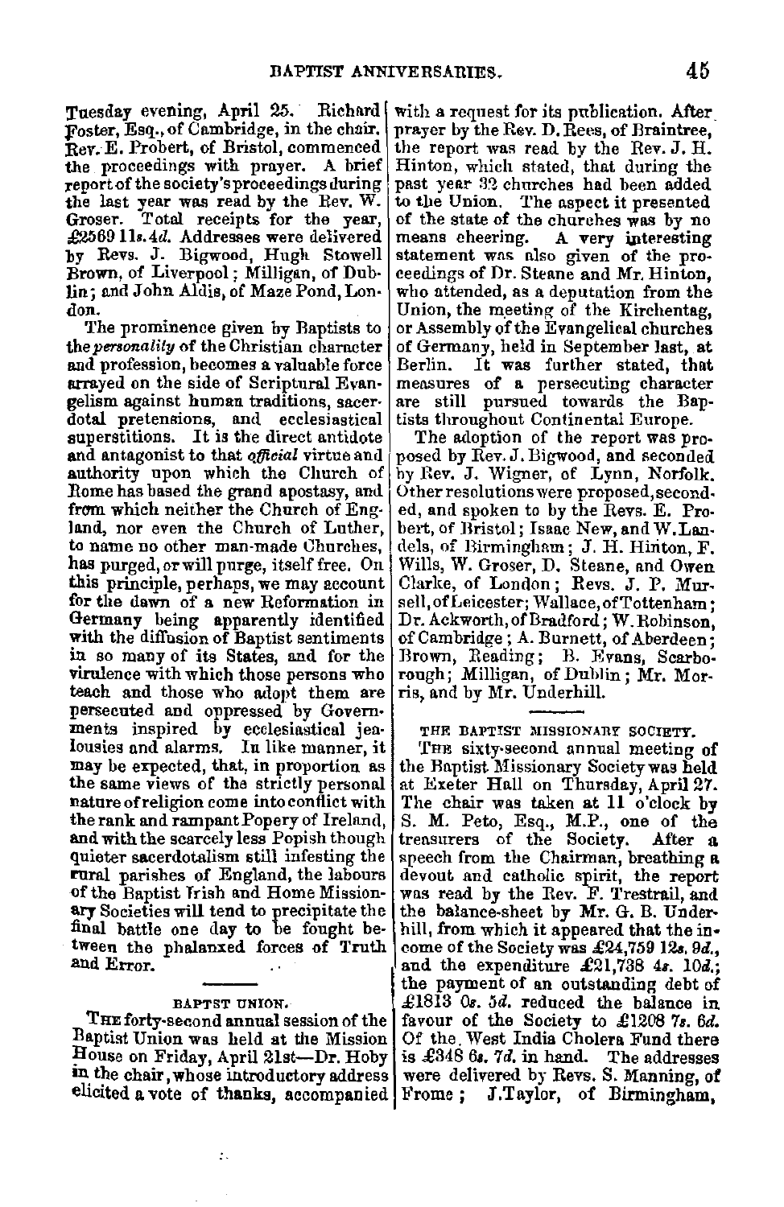Tuesday evening, April 25. Richard Foster, Esq., of Cambridge, in the chair. Rev. E. Probert, of Bristol, commenced the proceedings with prayer. A brief report of the society's proceedings during the last year was read by the Rev. W. Groser. Total receipts for the year, £2569 11*s.* 4*d.* Addresses were delivered by Revs. J. Bigwood, Hugh Stowell Brown, of Liverpool; Milligan, of Dublin; and John Aldis, of Maze Pond, London.

The prominence given by Baptists to the *personality* of the Christian character and profession, becomes a valuable force arrayed on the side of Scriptural Evangelism against human traditions, sacerdotal pretensions, and ecclesiastical superstitions. It is the direct antidote and antagonist to that *official* virtue and authority upon which the Church of Rome has based the grand apostasy, and from which neither the Church of England, nor even the Church of Luther, to name no other man-made Churches, has purged, or will purge, itself free. On this principle, perhaps, we may account for the dawn of a new Reformation in Germany being apparently identified with the diffusion of Baptist sentiments in so many of its States, and for the virulence with which those persons who teach and those who adopt them are persecuted and oppressed by Governments inspired by ecclesiastical jealousies and alarms. In like manner, it may be expected, that, in proportion as the same views of the strictly personal nature of religion come into conflict with the rank and rampant Popery of Ireland, and with the scarcely less Popish though quieter sacerdotalism still infesting the rural parishes of England, the labours of the Baptist Irish and Home Missionary Societies will tend to precipitate the final battle one day to be fought between the phalanxed forces of Truth and Error.

## BAPTST UNION.

The forty-second annual session of the Baptist Union was held at the Mission House on Friday, April 21st—Dr. Hoby in the chair, whose introductory address elicited a vote of thanks, accompanied with a request for its publication. After prayer by the Rev. D. Rees, of Braintree, the report was read by the Rev. J. H. Hinton, which stated, that during the past year 32 churches had been added to the Union. The aspect it presented of the state of the churches was by no means cheering. A very interesting statement was also given of the proceedings of Dr. Steane and Mr. Hinton, who attended, as a deputation from the Union, the meeting of the Kirchentag, or Assembly of the Evangelical churches of Germany, held in September last, at Berlin. It was further stated, that measures of a persecuting character are still pursued towards the Baptists throughout Continental Europe.

The adoption of the report was proposed by Rev. J. Bigwood, and seconded by Rev. J. Wigner, of Lynn, Norfolk. Other resolutions were proposed, seconded, and spoken to by the Revs. E. Probert, of Bristol; Isaac New, and W. Landels, of Birmingham; J. H. Hinton, F. Wills, W. Groser, D. Steane, and Owen Clarke, of London; Revs. J. P. Mursell, of Leicester; Wallace, of Tottenham; Dr. Ackworth, of Bradford; W. Robinson, of Cambridge; A. Burnett, of Aberdeen; Brown, Reading; B. Evans, Scarborough; Milligan, of Dublin; Mr. Morris, and by Mr. Underhill.

## THE BAPTIST MISSIONARY SOCIETY.

The sixty-second annual meeting of the Baptist Missionary Society was held at Exeter Hall on Thursday, April 27. The chair was taken at 11 o'clock by S. M. Peto, Esq., M.P., one of the treasurers of the Society. After a speech from the Chairman, breathing a devout and catholic spirit, the report was read by the Rev. F. Trestrail, and the balance-sheet by Mr. G. B. Underhill, from which it appeared that the income of the Society was £24,759 12*s.* 9*d.*, and the expenditure £21,738 4*s.* 10*d.*; the payment of an outstanding debt of £1813 0*s.* 5*d.* reduced the balance in favour of the Society to £1208 7*s.* 6*d.* Of the West India Cholera Fund there is £348 6*s.* 7*d.* in hand. The addresses were delivered by Revs. S. Manning, of Frome; J. Taylor, of Birmingham,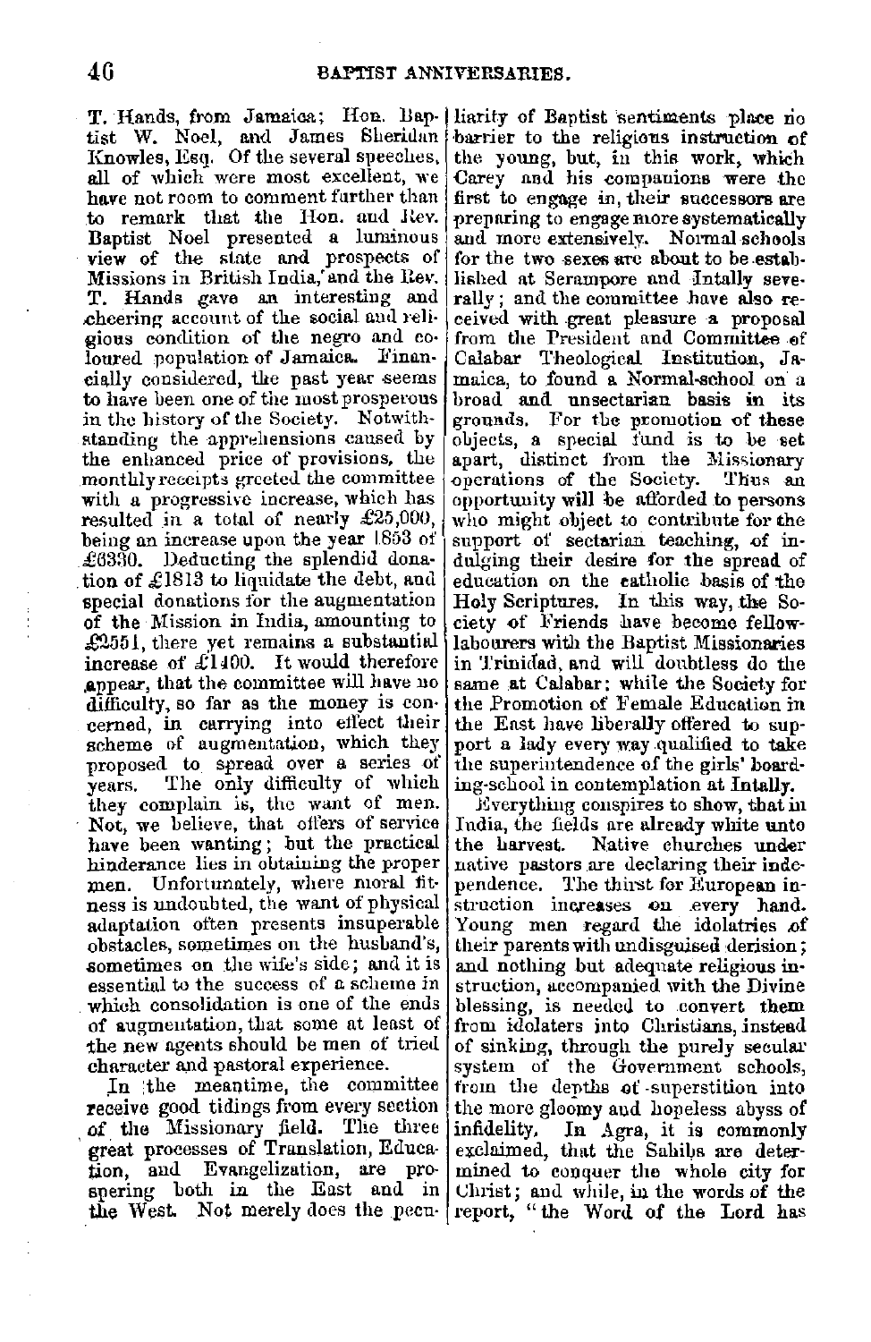T. Hands, from Jamaica; Hon. Baptist W. Noel, and James Sheridan Knowles, Esq. Of the several speeches, all of which were most excellent, we have not room to comment further than to remark that the Hon. and Rev. Baptist Noel presented a luminous view of the state and prospects of Missions in British India, and the Rev. T. Hands gave an interesting and cheering account of the social and religious condition of the negro and coloured population of Jamaica. Financially considered, the past year seems to have been one of the most prosperous in the history of the Society. Notwithstanding the apprehensions caused by the enhanced price of provisions, the monthly receipts greeted the committee with a progressive increase, which has resulted in a total of nearly £25,000, being an increase upon the year 1853 of £6330. Deducting the splendid donation of £1813 to liquidate the debt, and special donations for the augmentation of the Mission in India, amounting to £2551, there yet remains a substantial increase of £1400. It would therefore appear, that the committee will have no difficulty, so far as the money is concerned, in carrying into effect their scheme of augmentation, which they proposed to spread over a series of years. The only difficulty of which they complain is, the want of men. Not, we believe, that offers of service have been wanting; but the practical hinderance lies in obtaining the proper men. Unfortunately, where moral fitness is undoubted, the want of physical adaptation often presents insuperable obstacles, sometimes on the husband's, sometimes on the wife's side; and it is essential to the success of a scheme in which consolidation is one of the ends of augmentation, that some at least of the new agents should be men of tried character and pastoral experience.

In the meantime, the committee receive good tidings from every section of the Missionary field. The three great processes of Translation, Education, and Evangelization, are prospering both in the East and in the West. Not merely does the peculiarity of Baptist sentiments place no barrier to the religious instruction of the young, but, in this work, which Carey and his companions were the first to engage in, their successors are preparing to engage more systematically and more extensively. Normal schools for the two sexes are about to be established at Serampore and Intally severally; and the committee have also received with great pleasure a proposal from the President and Committee of Calabar Theological Institution, Jamaica, to found a Normal-school on a broad and unsectarian basis in its grounds. For the promotion of these objects, a special fund is to be set apart, distinct from the Missionary operations of the Society. Thus an opportunity will be afforded to persons who might object to contribute for the support of sectarian teaching, of indulging their desire for the spread of education on the catholic basis of the Holy Scriptures. In this way, the Society of Friends have become fellow-labourers with the Baptist Missionaries in Trinidad, and will doubtless do the same at Calabar; while the Society for the Promotion of Female Education in the East have liberally offered to support a lady every way qualified to take the superintendence of the girls' boarding-school in contemplation at Intally.

Everything conspires to show, that in India, the fields are already white unto the harvest. Native churches under native pastors are declaring their independence. The thirst for European instruction increases on every hand. Young men regard the idolatries of their parents with undisguised derision; and nothing but adequate religious instruction, accompanied with the Divine blessing, is needed to convert them from idolaters into Christians, instead of sinking, through the purely secular system of the Government schools, from the depths of superstition into the more gloomy and hopeless abyss of infidelity. In Agra, it is commonly exclaimed, that the Sahibs are determined to conquer the whole city for Christ; and while, in the words of the report, "the Word of the Lord has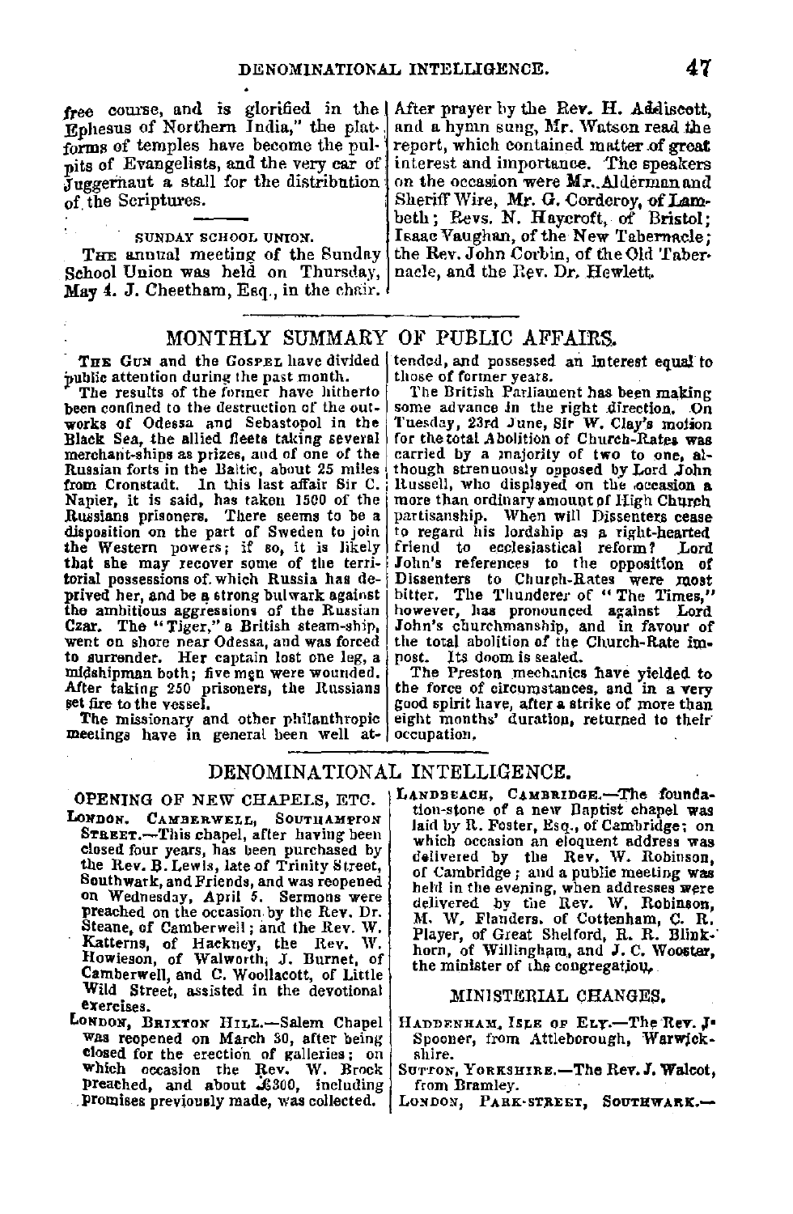free course, and is glorified in the Ephesus of Northern India," the platforms of temples have become the pulpits of Evangelists, and the very car of Juggernaut a stall for the distribution of the Scriptures.

SUNDAY SCHOOL UNION.

The annual meeting of the Sunday School Union was held on Thursday, May 4. J. Cheetham, Esq., in the chair. After prayer by the Rev. H. Addiscott, and a hymn sung, Mr. Watson read the report, which contained matter of great interest and importance. The speakers on the occasion were Mr. Alderman and Sheriff Wire, Mr. G. Corderoy, of Lambeth; Revs. N. Haycroft, of Bristol; Isaac Vaughan, of the New Tabernacle; the Rev. John Corbin, of the Old Tabernacle, and the Rev. Dr. Hewlett.

## MONTHLY SUMMARY OF PUBLIC AFFAIRS.

The Gun and the Gospel have divided public attention during the past month.

The results of the former have hitherto been confined to the destruction of the outworks of Odessa and Sebastopol in the Black Sea, the allied fleets taking several merchant-ships as prizes, and of one of the Russian forts in the Baltic, about 25 miles from Cronstadt. In this last affair Sir C. Napier, it is said, has taken 1500 of the Russians prisoners. There seems to be a disposition on the part of Sweden to join the Western powers; if so, it is likely that she may recover some of the territorial possessions of which Russia has deprived her, and be a strong bulwark against the ambitious aggressions of the Russian Czar. The "Tiger," a British steam-ship, went on shore near Odessa, and was forced to surrender. Her captain lost one leg, a midshipman both; five men were wounded. After taking 250 prisoners, the Russians set fire to the vessel.

The missionary and other philanthropic meetings have in general been well attended, and possessed an interest equal to those of former years.

The British Parliament has been making some advance in the right direction. On Tuesday, 23rd June, Sir W. Clay's motion for the total Abolition of Church-Rates was carried by a majority of two to one, although strenuously opposed by Lord John Russell, who displayed on the occasion a more than ordinary amount of High Church partisanship. When will Dissenters cease to regard his lordship as a right-hearted friend to ecclesiastical reform? Lord John's references to the opposition of Dissenters to Church-Rates were most bitter. The Thunderer of "The Times," however, has pronounced against Lord John's churchmanship, and in favour of the total abolition of the Church-Rate impost. Its doom is sealed.

The Preston mechanics have yielded to the force of circumstances, and in a very good spirit have, after a strike of more than eight months' duration, returned to their occupation.

## DENOMINATIONAL INTELLIGENCE.

### OPENING OF NEW CHAPELS, ETC.

London. Camberwell, Southampton Street.—This chapel, after having been closed four years, has been purchased by the Rev. B. Lewis, late of Trinity Street, Southwark, and Friends, and was reopened on Wednesday, April 5. Sermons were preached on the occasion by the Rev. Dr. Steane, of Camberwell; and the Rev. W. Katterns, of Hackney, the Rev. W. Howieson, of Walworth, J. Burnet, of Camberwell, and C. Woollacott, of Little Wild Street, assisted in the devotional exercises.

London, Brixton Hill.—Salem Chapel was reopened on March 30, after being closed for the erection of galleries; on which occasion the Rev. W. Brock preached, and about £300, including promises previously made, was collected.

Landbeach, Cambridge.—The foundation-stone of a new Baptist chapel was laid by R. Foster, Esq., of Cambridge; on which occasion an eloquent address was delivered by the Rev. W. Robinson, of Cambridge; and a public meeting was held in the evening, when addresses were delivered by the Rev. W. Robinson, M. W. Flanders, of Cottenham, C. R. Player, of Great Shelford, R. R. Blinkhorn, of Willingham, and J. C. Wooster, the minister of the congregation.

### MINISTERIAL CHANGES.

Haddenham, Isle of Ely.—The Rev. J. Spooner, from Attleborough, Warwickshire.

Sutton, Yorkshire.—The Rev. J. Walcot, from Bramley.

London, Park-street, Southwark.—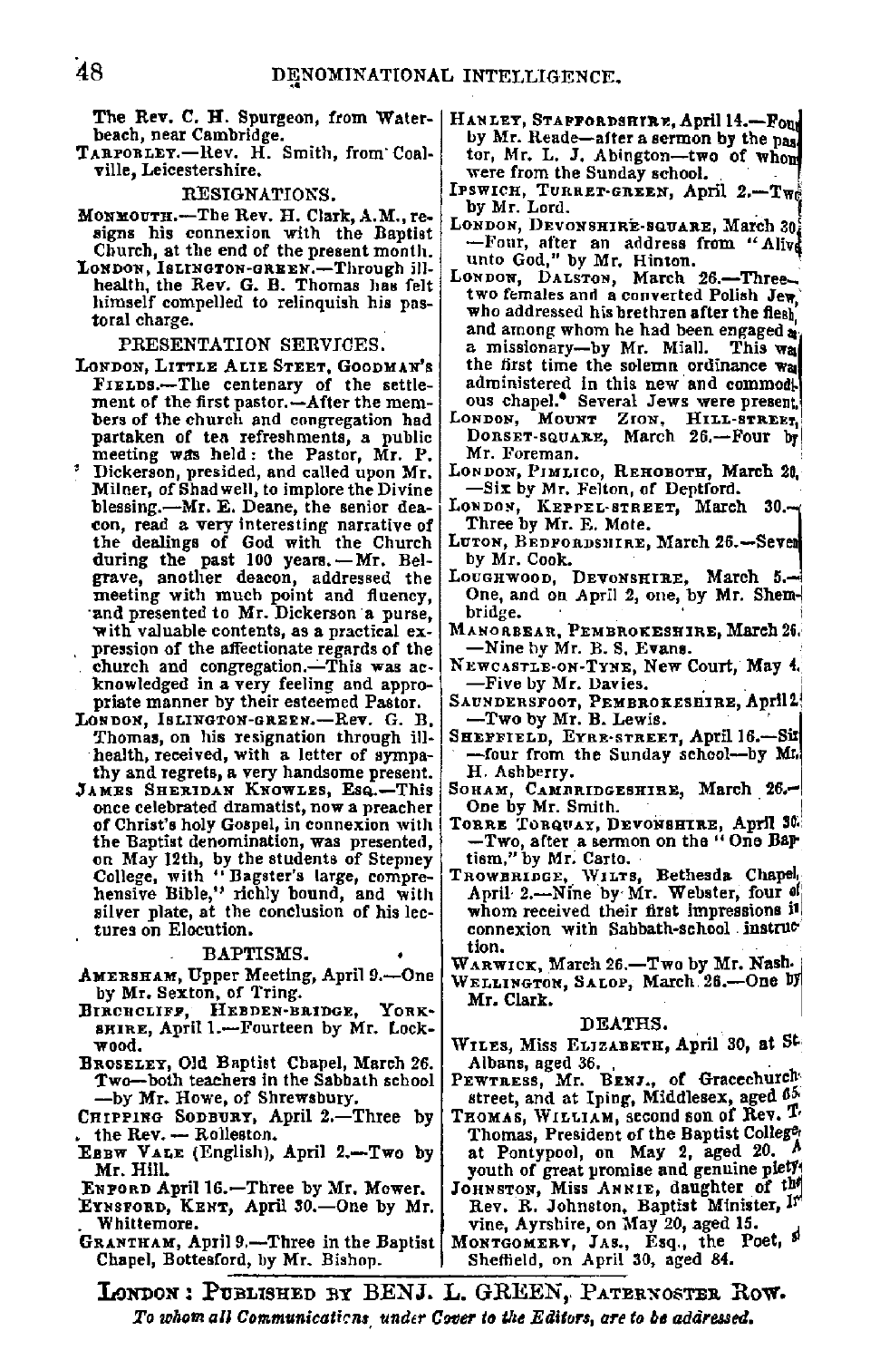The Rev. C. H. Spurgeon, from Waterbeach, near Cambridge.

TARPORLEY.—Rev. H. Smith, from Coalville, Leicestershire.

## RESIGNATIONS.

MONMOUTH.—The Rev. H. Clark, A.M., resigns his connexion with the Baptist Church, at the end of the present month.

LONDON, ISLINGTON-GREEN.—Through ill-health, the Rev. G. B. Thomas has felt himself compelled to relinquish his pastoral charge.

## PRESENTATION SERVICES.

LONDON, LITTLE ALIE STEET, GOODMAN'S FIELDS.—The centenary of the settlement of the first pastor.—After the members of the church and congregation had partaken of tea refreshments, a public meeting was held: the Pastor, Mr. P. Dickerson, presided, and called upon Mr. Milner, of Shadwell, to implore the Divine blessing.—Mr. E. Deane, the senior deacon, read a very interesting narrative of the dealings of God with the Church during the past 100 years.—Mr. Belgrave, another deacon, addressed the meeting with much point and fluency, and presented to Mr. Dickerson a purse, with valuable contents, as a practical expression of the affectionate regards of the church and congregation.—This was acknowledged in a very feeling and appropriate manner by their esteemed Pastor.

LONDON, ISLINGTON-GREEN.—Rev. G. B. Thomas, on his resignation through ill-health, received, with a letter of sympathy and regrets, a very handsome present.

JAMES SHERIDAN KNOWLES, Esq.—This once celebrated dramatist, now a preacher of Christ's holy Gospel, in connexion with the Baptist denomination, was presented, on May 12th, by the students of Stepney College, with "Bagster's large, comprehensive Bible," richly bound, and with silver plate, at the conclusion of his lectures on Elocution.

## BAPTISMS.

AMERSHAM, Upper Meeting, April 9.—One by Mr. Sexton, of Tring.

BIRCHCLIFF, HEBDEN-BRIDGE, YORKSHIRE, April 1.—Fourteen by Mr. Lockwood.

BROSELEY, Old Baptist Chapel, March 26. Two—both teachers in the Sabbath school —by Mr. Howe, of Shrewsbury.

CHIPPING SODBURY, April 2.—Three by the Rev. — Rolleston.

EBBW VALE (English), April 2.—Two by Mr. Hill.

ENFORD April 16.—Three by Mr. Mower.

EYNSFORD, KENT, April 30.—One by Mr. Whittemore.

GRANTHAM, April 9.—Three in the Baptist Chapel, Bottesford, by Mr. Bishop.

HANLEY, STAFFORDSHIRE, April 14.—Four by Mr. Reade—after a sermon by the pastor, Mr. L. J. Abington—two of whom were from the Sunday school.

IPSWICH, TURRET-GREEN, April 2.—Two by Mr. Lord.

LONDON, DEVONSHIRE-SQUARE, March 30, —Four, after an address from "Alive unto God," by Mr. Hinton.

LONDON, DALSTON, March 26.—Three—two females and a converted Polish Jew, who addressed his brethren after the flesh, and among whom he had been engaged as a missionary—by Mr. Miall. This was the first time the solemn ordinance was administered in this new and commodious chapel.* Several Jews were present.

LONDON, MOUNT ZION, HILL-STREET, DORSET-SQUARE, March 26.—Four by Mr. Foreman.

LONDON, PIMLICO, REHOBOTH, March 20, —Six by Mr. Felton, of Deptford.

LONDON, KEPPEL-STREET, March 30.—Three by Mr. E. Mote.

LUTON, BEDFORDSHIRE, March 26.—Seven by Mr. Cook.

LOUGHWOOD, DEVONSHIRE, March 5.—One, and on April 2, one, by Mr. Shembridge.

MANORBEAR, PEMBROKESHIRE, March 26. —Nine by Mr. B. S. Evans.

NEWCASTLE-ON-TYNE, New Court, May 4. —Five by Mr. Davies.

SAUNDERSFOOT, PEMBROKESHIRE, April 2. —Two by Mr. B. Lewis.

SHEFFIELD, EYRE-STREET, April 16.—Six —four from the Sunday school—by Mr. H. Ashberry.

SOHAM, CAMBRIDGESHIRE, March 26.—One by Mr. Smith.

TORRE TORQUAY, DEVONSHIRE, April 30. —Two, after a sermon on the "One Baptism," by Mr. Carto.

TROWBRIDGE, WILTS, Bethesda Chapel, April 2.—Nine by Mr. Webster, four of whom received their first impressions in connexion with Sabbath-school instruction.

WARWICK, March 26.—Two by Mr. Nash.

WELLINGTON, SALOP, March 26.—One by Mr. Clark.

## DEATHS.

WILES, Miss ELIZABETH, April 30, at St. Albans, aged 36.

PEWTRESS, Mr. BENJ., of Gracechurch-street, and at Iping, Middlesex, aged 65.

THOMAS, WILLIAM, second son of Rev. T. Thomas, President of the Baptist College, at Pontypool, on May 2, aged 20. A youth of great promise and genuine piety.

JOHNSTON, Miss ANNIE, daughter of the Rev. R. Johnston, Baptist Minister, Irvine, Ayrshire, on May 20, aged 15.

MONTGOMERY, JAS., Esq., the Poet, at Sheffield, on April 30, aged 84.

LONDON: PUBLISHED BY BENJ. L. GREEN, PATERNOSTER ROW.

*To whom all Communications, under Cover to the Editors, are to be addressed.*